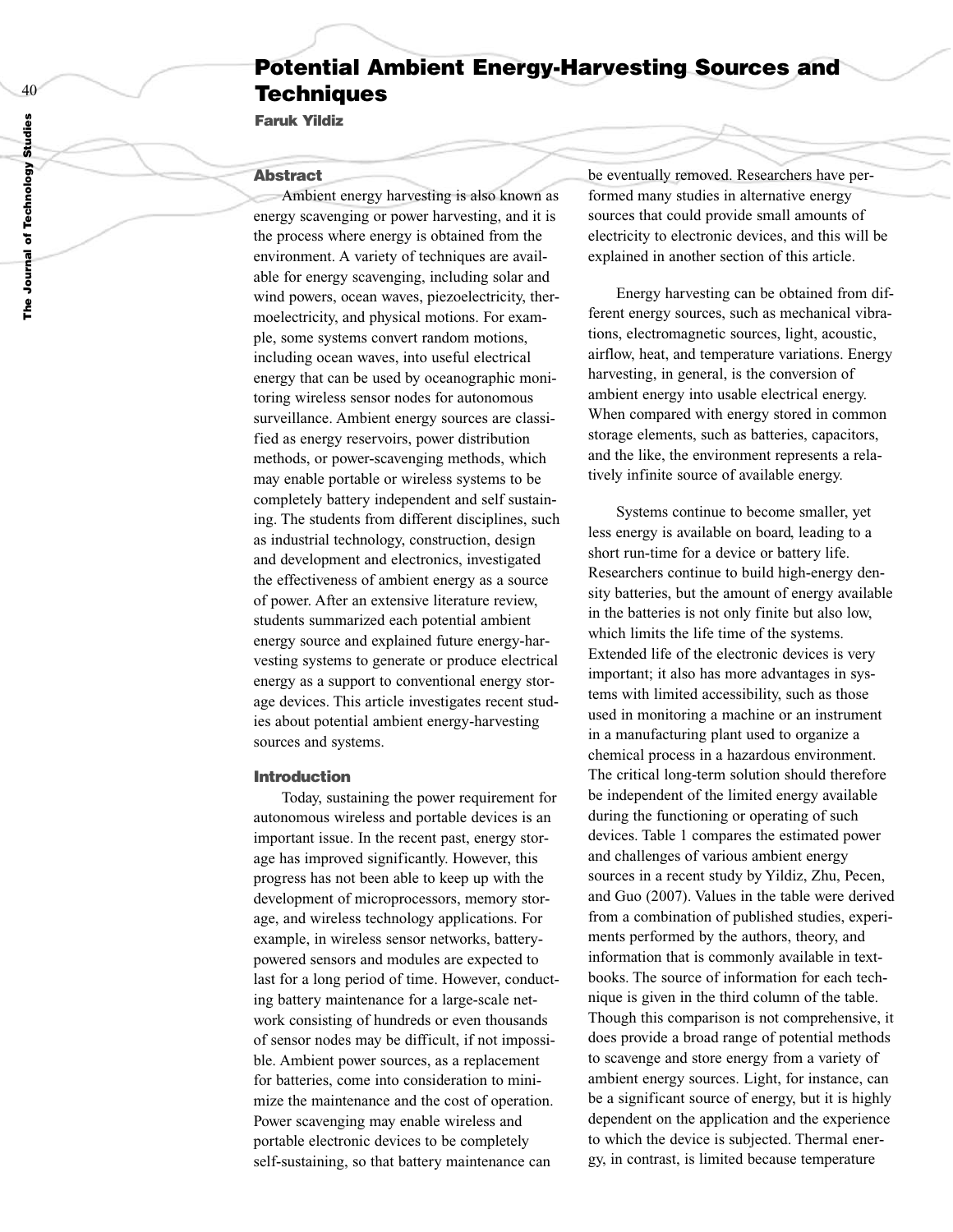# Potential Ambient Energy-Harvesting Sources and Techniques

**Faruk Yildiz**

## Abstract

Ambient energy harvesting is also known as energy scavenging or power harvesting, and it is the process where energy is obtained from the environment. A variety of techniques are available for energy scavenging, including solar and wind powers, ocean waves, piezoelectricity, thermoelectricity, and physical motions. For example, some systems convert random motions, including ocean waves, into useful electrical energy that can be used by oceanographic monitoring wireless sensor nodes for autonomous surveillance. Ambient energy sources are classified as energy reservoirs, power distribution methods, or power-scavenging methods, which may enable portable or wireless systems to be completely battery independent and self sustaining. The students from different disciplines, such as industrial technology, construction, design and development and electronics, investigated the effectiveness of ambient energy as a source of power. After an extensive literature review, students summarized each potential ambient energy source and explained future energy-harvesting systems to generate or produce electrical energy as a support to conventional energy storage devices. This article investigates recent studies about potential ambient energy-harvesting sources and systems.

## Introduction

Today, sustaining the power requirement for autonomous wireless and portable devices is an important issue. In the recent past, energy storage has improved significantly. However, this progress has not been able to keep up with the development of microprocessors, memory storage, and wireless technology applications. For example, in wireless sensor networks, battery-powered sensors and modules are expected to last for a long period of time. However, conducting battery maintenance for a large-scale network consisting of hundreds or even thousands of sensor nodes may be difficult, if not impossible. Ambient power sources, as a replacement for batteries, come into consideration to minimize the maintenance and the cost of operation. Power scavenging may enable wireless and portable electronic devices to be completely self-sustaining, so that battery maintenance can be eventually removed. Researchers have performed many studies in alternative energy sources that could provide small amounts of electricity to electronic devices, and this will be explained in another section of this article.

Energy harvesting can be obtained from different energy sources, such as mechanical vibrations, electromagnetic sources, light, acoustic, airflow, heat, and temperature variations. Energy harvesting, in general, is the conversion of ambient energy into usable electrical energy. When compared with energy stored in common storage elements, such as batteries, capacitors, and the like, the environment represents a relatively infinite source of available energy.

Systems continue to become smaller, yet less energy is available on board, leading to a short run-time for a device or battery life. Researchers continue to build high-energy density batteries, but the amount of energy available in the batteries is not only finite but also low, which limits the life time of the systems. Extended life of the electronic devices is very important; it also has more advantages in systems with limited accessibility, such as those used in monitoring a machine or an instrument in a manufacturing plant used to organize a chemical process in a hazardous environment. The critical long-term solution should therefore be independent of the limited energy available during the functioning or operating of such devices. Table 1 compares the estimated power and challenges of various ambient energy sources in a recent study by Yildiz, Zhu, Pecen, and Guo (2007). Values in the table were derived from a combination of published studies, experiments performed by the authors, theory, and information that is commonly available in textbooks. The source of information for each technique is given in the third column of the table. Though this comparison is not comprehensive, it does provide a broad range of potential methods to scavenge and store energy from a variety of ambient energy sources. Light, for instance, can be a significant source of energy, but it is highly dependent on the application and the experience to which the device is subjected. Thermal energy, in contrast, is limited because temperature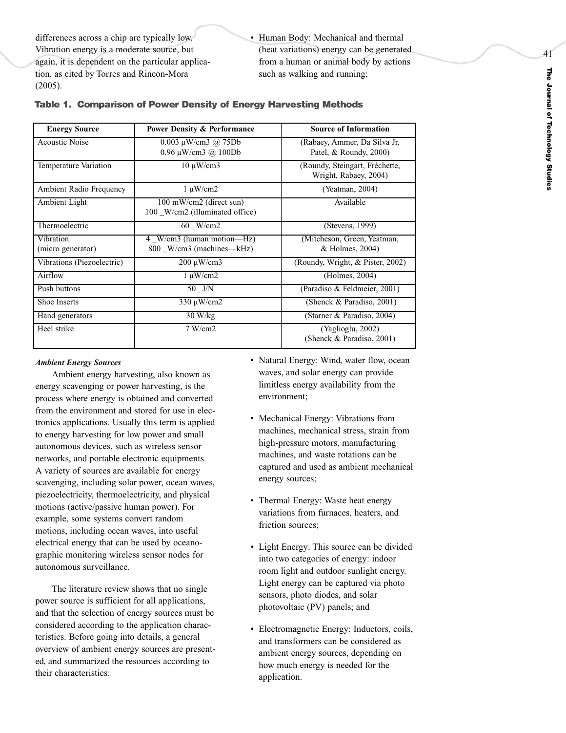differences across a chip are typically low. Vibration energy is a moderate source, but again, it is dependent on the particular application, as cited by Torres and Rincon-Mora (2005).

- Human Body: Mechanical and thermal (heat variations) energy can be generated from a human or animal body by actions such as walking and running;

**Table 1. Comparison of Power Density of Energy Harvesting Methods**

| Energy Source | Power Density & Performance | Source of Information |
|---|---|---|
| Acoustic Noise | 0.003 µW/cm3 @ 75Db<br>0.96 µW/cm3 @ 100Db | (Rabaey, Ammer, Da Silva Jr, Patel, & Roundy, 2000) |
| Temperature Variation | 10 µW/cm3 | (Roundy, Steingart, Fréchette, Wright, Rabaey, 2004) |
| Ambient Radio Frequency | 1 µW/cm2 | (Yeatman, 2004) |
| Ambient Light | 100 mW/cm2 (direct sun)<br>100 _W/cm2 (illuminated office) | Available |
| Thermoelectric | 60 _W/cm2 | (Stevens, 1999) |
| Vibration (micro generator) | 4 _W/cm3 (human motion—Hz)<br>800 _W/cm3 (machines—kHz) | (Mitcheson, Green, Yeatman, & Holmes, 2004) |
| Vibrations (Piezoelectric) | 200 µW/cm3 | (Roundy, Wright, & Pister, 2002) |
| Airflow | 1 µW/cm2 | (Holmes, 2004) |
| Push buttons | 50 _J/N | (Paradiso & Feldmeier, 2001) |
| Shoe Inserts | 330 µW/cm2 | (Shenck & Paradiso, 2001) |
| Hand generators | 30 W/kg | (Starner & Paradiso, 2004) |
| Heel strike | 7 W/cm2 | (Yaglioglu, 2002)<br>(Shenck & Paradiso, 2001) |

***Ambient Energy Sources***

Ambient energy harvesting, also known as energy scavenging or power harvesting, is the process where energy is obtained and converted from the environment and stored for use in electronics applications. Usually this term is applied to energy harvesting for low power and small autonomous devices, such as wireless sensor networks, and portable electronic equipments. A variety of sources are available for energy scavenging, including solar power, ocean waves, piezoelectricity, thermoelectricity, and physical motions (active/passive human power). For example, some systems convert random motions, including ocean waves, into useful electrical energy that can be used by oceanographic monitoring wireless sensor nodes for autonomous surveillance.

The literature review shows that no single power source is sufficient for all applications, and that the selection of energy sources must be considered according to the application characteristics. Before going into details, a general overview of ambient energy sources are presented, and summarized the resources according to their characteristics:

- Natural Energy: Wind, water flow, ocean waves, and solar energy can provide limitless energy availability from the environment;
- Mechanical Energy: Vibrations from machines, mechanical stress, strain from high-pressure motors, manufacturing machines, and waste rotations can be captured and used as ambient mechanical energy sources;
- Thermal Energy: Waste heat energy variations from furnaces, heaters, and friction sources;
- Light Energy: This source can be divided into two categories of energy: indoor room light and outdoor sunlight energy. Light energy can be captured via photo sensors, photo diodes, and solar photovoltaic (PV) panels; and
- Electromagnetic Energy: Inductors, coils, and transformers can be considered as ambient energy sources, depending on how much energy is needed for the application.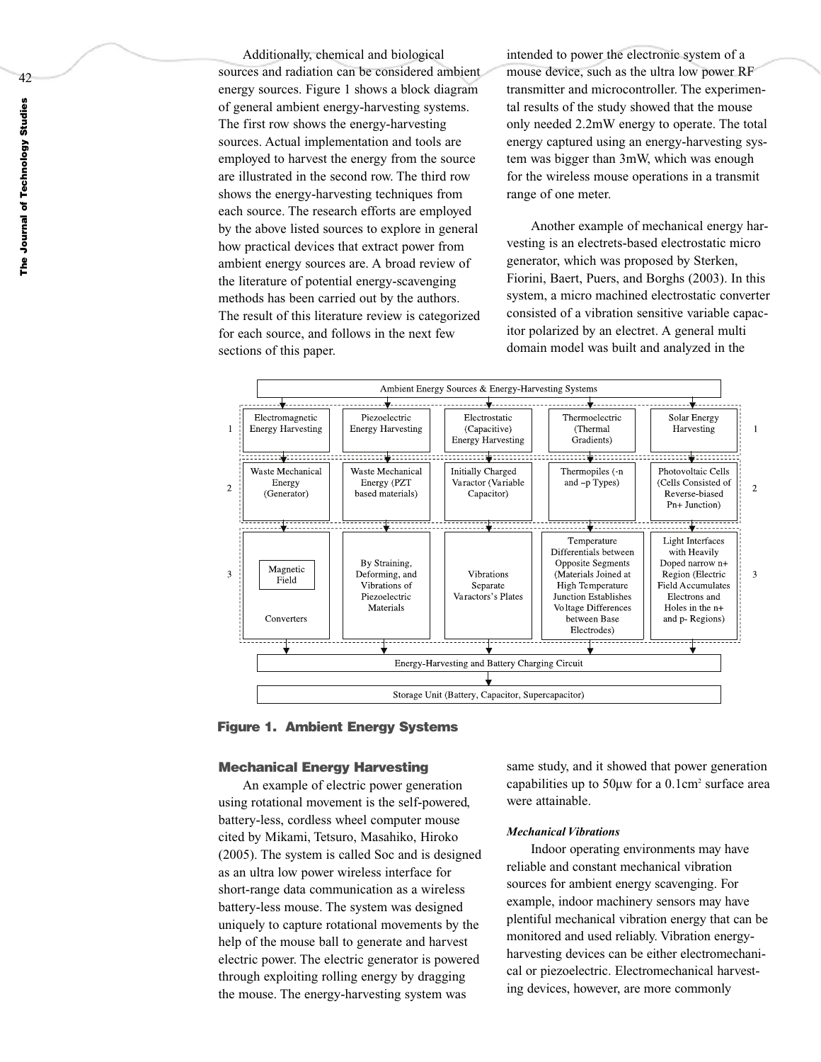Additionally, chemical and biological sources and radiation can be considered ambient energy sources. Figure 1 shows a block diagram of general ambient energy-harvesting systems. The first row shows the energy-harvesting sources. Actual implementation and tools are employed to harvest the energy from the source are illustrated in the second row. The third row shows the energy-harvesting techniques from each source. The research efforts are employed by the above listed sources to explore in general how practical devices that extract power from ambient energy sources are. A broad review of the literature of potential energy-scavenging methods has been carried out by the authors. The result of this literature review is categorized for each source, and follows in the next few sections of this paper.

Ambient Energy Sources & Energy-Harvesting Systems

| Row | | | | | |
|---|---|---|---|---|---|
| 1 | Electromagnetic Energy Harvesting | Piezoelectric Energy Harvesting | Electrostatic (Capacitive) Energy Harvesting | Thermoelectric (Thermal Gradients) | Solar Energy Harvesting |
| 2 | Waste Mechanical Energy (Generator) | Waste Mechanical Energy (PZT based materials) | Initially Charged Varactor (Variable Capacitor) | Thermopiles (-n and –p Types) | Photovoltaic Cells (Cells Consisted of Reverse-biased Pn+ Junction) |
| 3 | Magnetic Field Converters | By Straining, Deforming, and Vibrations of Piezoelectric Materials | Vibrations Separate Varactors's Plates | Temperature Differentials between Opposite Segments (Materials Joined at High Temperature Junction Establishes Voltage Differences between Base Electrodes) | Light Interfaces with Heavily Doped narrow n+ Region (Electric Field Accumulates Electrons and Holes in the n+ and p- Regions) |

Energy-Harvesting and Battery Charging Circuit

Storage Unit (Battery, Capacitor, Supercapacitor)

**Figure 1. Ambient Energy Systems**

## Mechanical Energy Harvesting

An example of electric power generation using rotational movement is the self-powered, battery-less, cordless wheel computer mouse cited by Mikami, Tetsuro, Masahiko, Hiroko (2005). The system is called Soc and is designed as an ultra low power wireless interface for short-range data communication as a wireless battery-less mouse. The system was designed uniquely to capture rotational movements by the help of the mouse ball to generate and harvest electric power. The electric generator is powered through exploiting rolling energy by dragging the mouse. The energy-harvesting system was intended to power the electronic system of a mouse device, such as the ultra low power RF transmitter and microcontroller. The experimental results of the study showed that the mouse only needed 2.2mW energy to operate. The total energy captured using an energy-harvesting system was bigger than 3mW, which was enough for the wireless mouse operations in a transmit range of one meter.

Another example of mechanical energy harvesting is an electrets-based electrostatic micro generator, which was proposed by Sterken, Fiorini, Baert, Puers, and Borghs (2003). In this system, a micro machined electrostatic converter consisted of a vibration sensitive variable capacitor polarized by an electret. A general multi domain model was built and analyzed in the same study, and it showed that power generation capabilities up to 50μw for a 0.1cm$^2$ surface area were attainable.

### *Mechanical Vibrations*

Indoor operating environments may have reliable and constant mechanical vibration sources for ambient energy scavenging. For example, indoor machinery sensors may have plentiful mechanical vibration energy that can be monitored and used reliably. Vibration energy-harvesting devices can be either electromechanical or piezoelectric. Electromechanical harvesting devices, however, are more commonly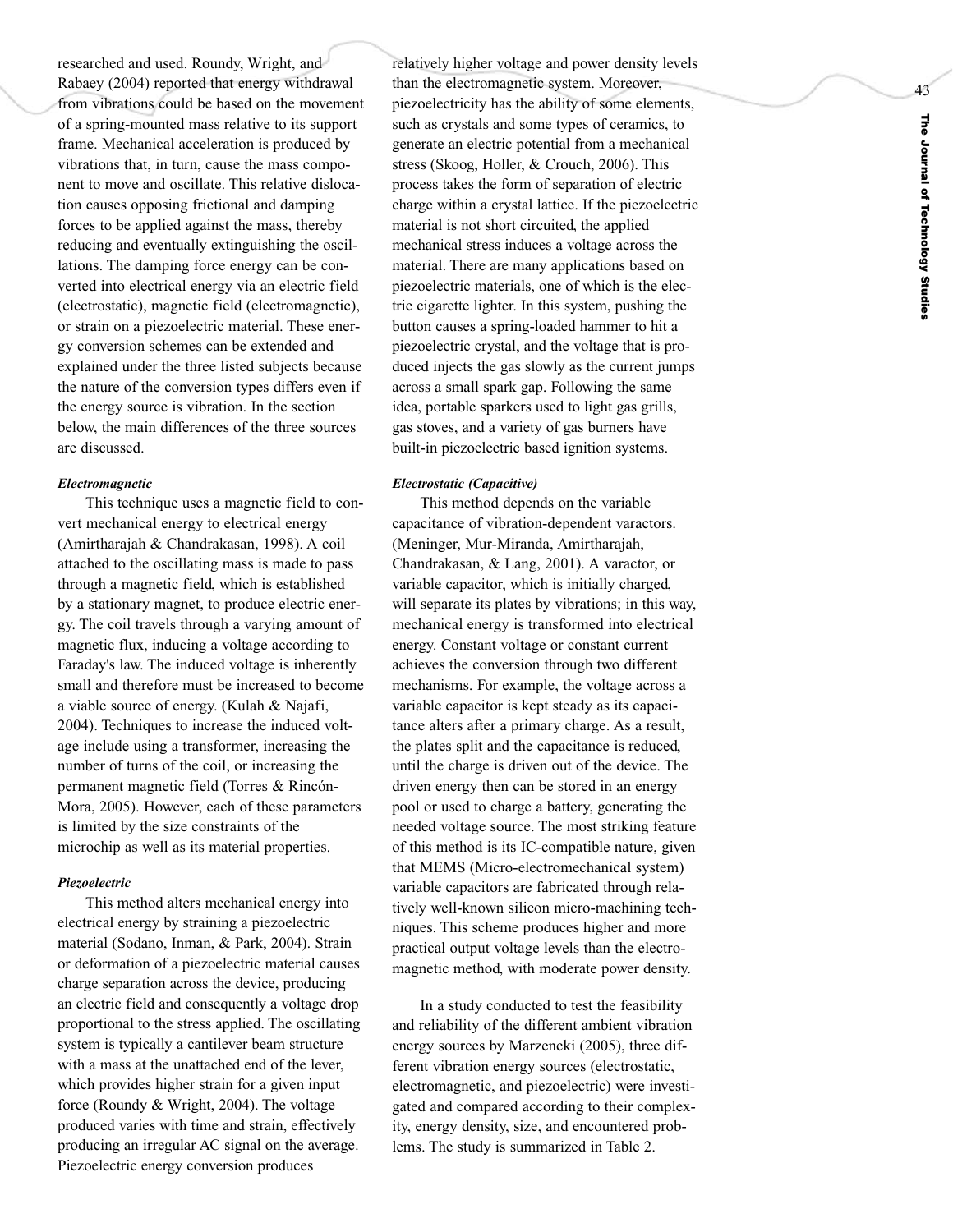researched and used. Roundy, Wright, and Rabaey (2004) reported that energy withdrawal from vibrations could be based on the movement of a spring-mounted mass relative to its support frame. Mechanical acceleration is produced by vibrations that, in turn, cause the mass component to move and oscillate. This relative dislocation causes opposing frictional and damping forces to be applied against the mass, thereby reducing and eventually extinguishing the oscillations. The damping force energy can be converted into electrical energy via an electric field (electrostatic), magnetic field (electromagnetic), or strain on a piezoelectric material. These energy conversion schemes can be extended and explained under the three listed subjects because the nature of the conversion types differs even if the energy source is vibration. In the section below, the main differences of the three sources are discussed.

#### *Electromagnetic*

This technique uses a magnetic field to convert mechanical energy to electrical energy (Amirtharajah & Chandrakasan, 1998). A coil attached to the oscillating mass is made to pass through a magnetic field, which is established by a stationary magnet, to produce electric energy. The coil travels through a varying amount of magnetic flux, inducing a voltage according to Faraday's law. The induced voltage is inherently small and therefore must be increased to become a viable source of energy. (Kulah & Najafi, 2004). Techniques to increase the induced voltage include using a transformer, increasing the number of turns of the coil, or increasing the permanent magnetic field (Torres & Rincón-Mora, 2005). However, each of these parameters is limited by the size constraints of the microchip as well as its material properties.

#### *Piezoelectric*

This method alters mechanical energy into electrical energy by straining a piezoelectric material (Sodano, Inman, & Park, 2004). Strain or deformation of a piezoelectric material causes charge separation across the device, producing an electric field and consequently a voltage drop proportional to the stress applied. The oscillating system is typically a cantilever beam structure with a mass at the unattached end of the lever, which provides higher strain for a given input force (Roundy & Wright, 2004). The voltage produced varies with time and strain, effectively producing an irregular AC signal on the average. Piezoelectric energy conversion produces relatively higher voltage and power density levels than the electromagnetic system. Moreover, piezoelectricity has the ability of some elements, such as crystals and some types of ceramics, to generate an electric potential from a mechanical stress (Skoog, Holler, & Crouch, 2006). This process takes the form of separation of electric charge within a crystal lattice. If the piezoelectric material is not short circuited, the applied mechanical stress induces a voltage across the material. There are many applications based on piezoelectric materials, one of which is the electric cigarette lighter. In this system, pushing the button causes a spring-loaded hammer to hit a piezoelectric crystal, and the voltage that is produced injects the gas slowly as the current jumps across a small spark gap. Following the same idea, portable sparkers used to light gas grills, gas stoves, and a variety of gas burners have built-in piezoelectric based ignition systems.

#### *Electrostatic (Capacitive)*

This method depends on the variable capacitance of vibration-dependent varactors. (Meninger, Mur-Miranda, Amirtharajah, Chandrakasan, & Lang, 2001). A varactor, or variable capacitor, which is initially charged, will separate its plates by vibrations; in this way, mechanical energy is transformed into electrical energy. Constant voltage or constant current achieves the conversion through two different mechanisms. For example, the voltage across a variable capacitor is kept steady as its capacitance alters after a primary charge. As a result, the plates split and the capacitance is reduced, until the charge is driven out of the device. The driven energy then can be stored in an energy pool or used to charge a battery, generating the needed voltage source. The most striking feature of this method is its IC-compatible nature, given that MEMS (Micro-electromechanical system) variable capacitors are fabricated through relatively well-known silicon micro-machining techniques. This scheme produces higher and more practical output voltage levels than the electromagnetic method, with moderate power density.

In a study conducted to test the feasibility and reliability of the different ambient vibration energy sources by Marzencki (2005), three different vibration energy sources (electrostatic, electromagnetic, and piezoelectric) were investigated and compared according to their complexity, energy density, size, and encountered problems. The study is summarized in Table 2.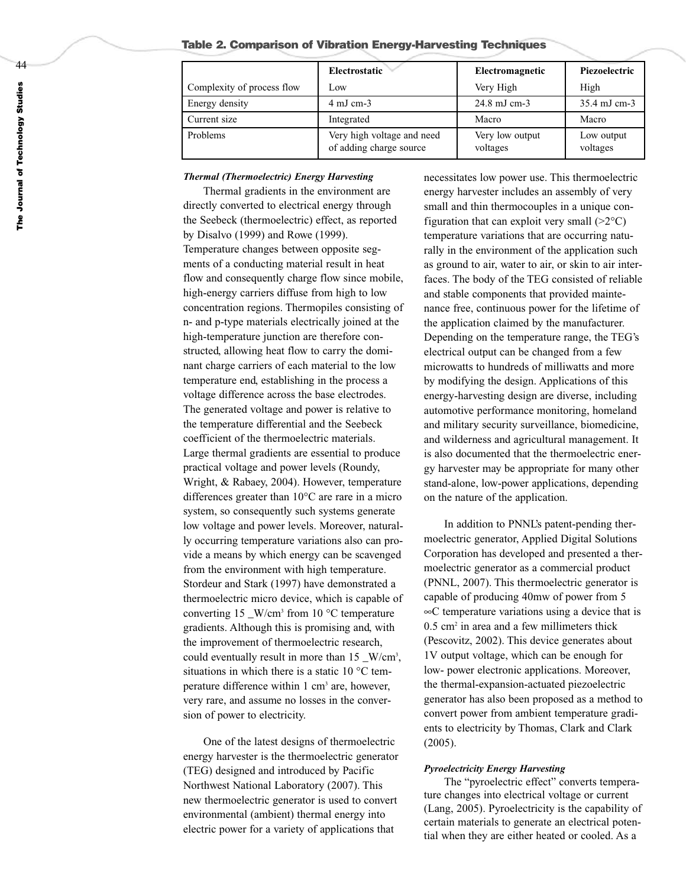**Table 2. Comparison of Vibration Energy-Harvesting Techniques**

| | Electrostatic | Electromagnetic | Piezoelectric |
|---|---|---|---|
| Complexity of process flow | Low | Very High | High |
| Energy density | 4 mJ cm-3 | 24.8 mJ cm-3 | 35.4 mJ cm-3 |
| Current size | Integrated | Macro | Macro |
| Problems | Very high voltage and need of adding charge source | Very low output voltages | Low output voltages |

***Thermal (Thermoelectric) Energy Harvesting***

Thermal gradients in the environment are directly converted to electrical energy through the Seebeck (thermoelectric) effect, as reported by Disalvo (1999) and Rowe (1999). Temperature changes between opposite segments of a conducting material result in heat flow and consequently charge flow since mobile, high-energy carriers diffuse from high to low concentration regions. Thermopiles consisting of n- and p-type materials electrically joined at the high-temperature junction are therefore constructed, allowing heat flow to carry the dominant charge carriers of each material to the low temperature end, establishing in the process a voltage difference across the base electrodes. The generated voltage and power is relative to the temperature differential and the Seebeck coefficient of the thermoelectric materials. Large thermal gradients are essential to produce practical voltage and power levels (Roundy, Wright, & Rabaey, 2004). However, temperature differences greater than 10°C are rare in a micro system, so consequently such systems generate low voltage and power levels. Moreover, naturally occurring temperature variations also can provide a means by which energy can be scavenged from the environment with high temperature. Stordeur and Stark (1997) have demonstrated a thermoelectric micro device, which is capable of converting 15 _W/cm$^3$ from 10 °C temperature gradients. Although this is promising and, with the improvement of thermoelectric research, could eventually result in more than 15 _W/cm$^3$, situations in which there is a static 10 °C temperature difference within 1 cm$^3$ are, however, very rare, and assume no losses in the conversion of power to electricity.

One of the latest designs of thermoelectric energy harvester is the thermoelectric generator (TEG) designed and introduced by Pacific Northwest National Laboratory (2007). This new thermoelectric generator is used to convert environmental (ambient) thermal energy into electric power for a variety of applications that necessitates low power use. This thermoelectric energy harvester includes an assembly of very small and thin thermocouples in a unique configuration that can exploit very small (>2°C) temperature variations that are occurring naturally in the environment of the application such as ground to air, water to air, or skin to air interfaces. The body of the TEG consisted of reliable and stable components that provided maintenance free, continuous power for the lifetime of the application claimed by the manufacturer. Depending on the temperature range, the TEG's electrical output can be changed from a few microwatts to hundreds of milliwatts and more by modifying the design. Applications of this energy-harvesting design are diverse, including automotive performance monitoring, homeland and military security surveillance, biomedicine, and wilderness and agricultural management. It is also documented that the thermoelectric energy harvester may be appropriate for many other stand-alone, low-power applications, depending on the nature of the application.

In addition to PNNL's patent-pending thermoelectric generator, Applied Digital Solutions Corporation has developed and presented a thermoelectric generator as a commercial product (PNNL, 2007). This thermoelectric generator is capable of producing 40mw of power from 5 ∞C temperature variations using a device that is 0.5 cm$^2$ in area and a few millimeters thick (Pescovitz, 2002). This device generates about 1V output voltage, which can be enough for low- power electronic applications. Moreover, the thermal-expansion-actuated piezoelectric generator has also been proposed as a method to convert power from ambient temperature gradients to electricity by Thomas, Clark and Clark (2005).

***Pyroelectricity Energy Harvesting***

The "pyroelectric effect" converts temperature changes into electrical voltage or current (Lang, 2005). Pyroelectricity is the capability of certain materials to generate an electrical potential when they are either heated or cooled. As a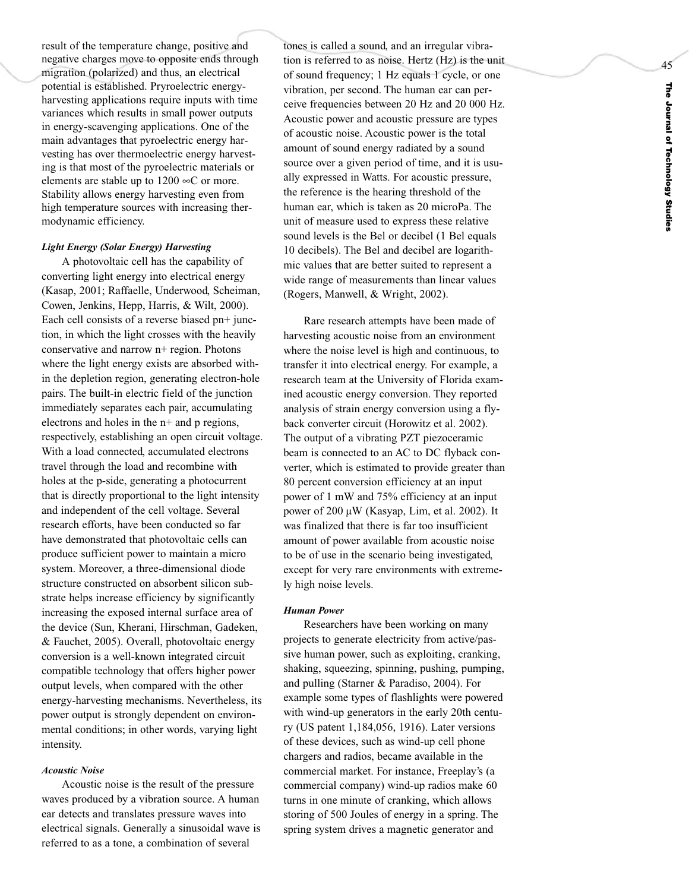result of the temperature change, positive and negative charges move to opposite ends through migration (polarized) and thus, an electrical potential is established. Pryroelectric energy-harvesting applications require inputs with time variances which results in small power outputs in energy-scavenging applications. One of the main advantages that pyroelectric energy harvesting has over thermoelectric energy harvesting is that most of the pyroelectric materials or elements are stable up to 1200 ∞C or more. Stability allows energy harvesting even from high temperature sources with increasing thermodynamic efficiency.

### *Light Energy (Solar Energy) Harvesting*

A photovoltaic cell has the capability of converting light energy into electrical energy (Kasap, 2001; Raffaelle, Underwood, Scheiman, Cowen, Jenkins, Hepp, Harris, & Wilt, 2000). Each cell consists of a reverse biased pn+ junction, in which the light crosses with the heavily conservative and narrow n+ region. Photons where the light energy exists are absorbed within the depletion region, generating electron-hole pairs. The built-in electric field of the junction immediately separates each pair, accumulating electrons and holes in the n+ and p regions, respectively, establishing an open circuit voltage. With a load connected, accumulated electrons travel through the load and recombine with holes at the p-side, generating a photocurrent that is directly proportional to the light intensity and independent of the cell voltage. Several research efforts, have been conducted so far have demonstrated that photovoltaic cells can produce sufficient power to maintain a micro system. Moreover, a three-dimensional diode structure constructed on absorbent silicon substrate helps increase efficiency by significantly increasing the exposed internal surface area of the device (Sun, Kherani, Hirschman, Gadeken, & Fauchet, 2005). Overall, photovoltaic energy conversion is a well-known integrated circuit compatible technology that offers higher power output levels, when compared with the other energy-harvesting mechanisms. Nevertheless, its power output is strongly dependent on environmental conditions; in other words, varying light intensity.

### *Acoustic Noise*

Acoustic noise is the result of the pressure waves produced by a vibration source. A human ear detects and translates pressure waves into electrical signals. Generally a sinusoidal wave is referred to as a tone, a combination of several tones is called a sound, and an irregular vibration is referred to as noise. Hertz (Hz) is the unit of sound frequency; 1 Hz equals 1 cycle, or one vibration, per second. The human ear can perceive frequencies between 20 Hz and 20 000 Hz. Acoustic power and acoustic pressure are types of acoustic noise. Acoustic power is the total amount of sound energy radiated by a sound source over a given period of time, and it is usually expressed in Watts. For acoustic pressure, the reference is the hearing threshold of the human ear, which is taken as 20 microPa. The unit of measure used to express these relative sound levels is the Bel or decibel (1 Bel equals 10 decibels). The Bel and decibel are logarithmic values that are better suited to represent a wide range of measurements than linear values (Rogers, Manwell, & Wright, 2002).

Rare research attempts have been made of harvesting acoustic noise from an environment where the noise level is high and continuous, to transfer it into electrical energy. For example, a research team at the University of Florida examined acoustic energy conversion. They reported analysis of strain energy conversion using a flyback converter circuit (Horowitz et al. 2002). The output of a vibrating PZT piezoceramic beam is connected to an AC to DC flyback converter, which is estimated to provide greater than 80 percent conversion efficiency at an input power of 1 mW and 75% efficiency at an input power of 200 μW (Kasyap, Lim, et al. 2002). It was finalized that there is far too insufficient amount of power available from acoustic noise to be of use in the scenario being investigated, except for very rare environments with extremely high noise levels.

### *Human Power*

Researchers have been working on many projects to generate electricity from active/passive human power, such as exploiting, cranking, shaking, squeezing, spinning, pushing, pumping, and pulling (Starner & Paradiso, 2004). For example some types of flashlights were powered with wind-up generators in the early 20th century (US patent 1,184,056, 1916). Later versions of these devices, such as wind-up cell phone chargers and radios, became available in the commercial market. For instance, Freeplay's (a commercial company) wind-up radios make 60 turns in one minute of cranking, which allows storing of 500 Joules of energy in a spring. The spring system drives a magnetic generator and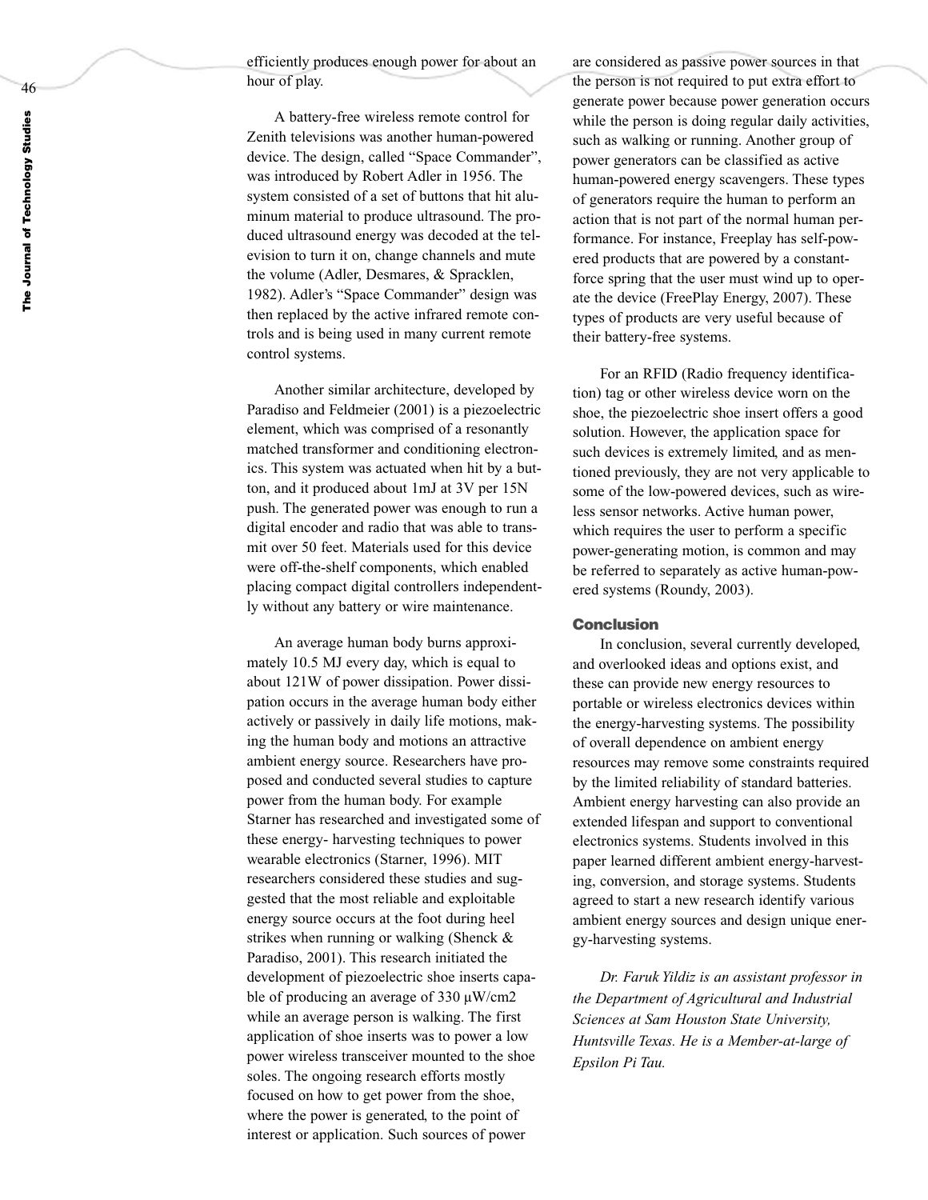efficiently produces enough power for about an hour of play.

A battery-free wireless remote control for Zenith televisions was another human-powered device. The design, called "Space Commander", was introduced by Robert Adler in 1956. The system consisted of a set of buttons that hit aluminum material to produce ultrasound. The produced ultrasound energy was decoded at the television to turn it on, change channels and mute the volume (Adler, Desmares, & Spracklen, 1982). Adler's "Space Commander" design was then replaced by the active infrared remote controls and is being used in many current remote control systems.

Another similar architecture, developed by Paradiso and Feldmeier (2001) is a piezoelectric element, which was comprised of a resonantly matched transformer and conditioning electronics. This system was actuated when hit by a button, and it produced about 1mJ at 3V per 15N push. The generated power was enough to run a digital encoder and radio that was able to transmit over 50 feet. Materials used for this device were off-the-shelf components, which enabled placing compact digital controllers independently without any battery or wire maintenance.

An average human body burns approximately 10.5 MJ every day, which is equal to about 121W of power dissipation. Power dissipation occurs in the average human body either actively or passively in daily life motions, making the human body and motions an attractive ambient energy source. Researchers have proposed and conducted several studies to capture power from the human body. For example Starner has researched and investigated some of these energy- harvesting techniques to power wearable electronics (Starner, 1996). MIT researchers considered these studies and suggested that the most reliable and exploitable energy source occurs at the foot during heel strikes when running or walking (Shenck & Paradiso, 2001). This research initiated the development of piezoelectric shoe inserts capable of producing an average of 330 μW/cm2 while an average person is walking. The first application of shoe inserts was to power a low power wireless transceiver mounted to the shoe soles. The ongoing research efforts mostly focused on how to get power from the shoe, where the power is generated, to the point of interest or application. Such sources of power are considered as passive power sources in that the person is not required to put extra effort to generate power because power generation occurs while the person is doing regular daily activities, such as walking or running. Another group of power generators can be classified as active human-powered energy scavengers. These types of generators require the human to perform an action that is not part of the normal human performance. For instance, Freeplay has self-powered products that are powered by a constant-force spring that the user must wind up to operate the device (FreePlay Energy, 2007). These types of products are very useful because of their battery-free systems.

For an RFID (Radio frequency identification) tag or other wireless device worn on the shoe, the piezoelectric shoe insert offers a good solution. However, the application space for such devices is extremely limited, and as mentioned previously, they are not very applicable to some of the low-powered devices, such as wireless sensor networks. Active human power, which requires the user to perform a specific power-generating motion, is common and may be referred to separately as active human-powered systems (Roundy, 2003).

## Conclusion

In conclusion, several currently developed, and overlooked ideas and options exist, and these can provide new energy resources to portable or wireless electronics devices within the energy-harvesting systems. The possibility of overall dependence on ambient energy resources may remove some constraints required by the limited reliability of standard batteries. Ambient energy harvesting can also provide an extended lifespan and support to conventional electronics systems. Students involved in this paper learned different ambient energy-harvesting, conversion, and storage systems. Students agreed to start a new research identify various ambient energy sources and design unique energy-harvesting systems.

*Dr. Faruk Yildiz is an assistant professor in the Department of Agricultural and Industrial Sciences at Sam Houston State University, Huntsville Texas. He is a Member-at-large of Epsilon Pi Tau.*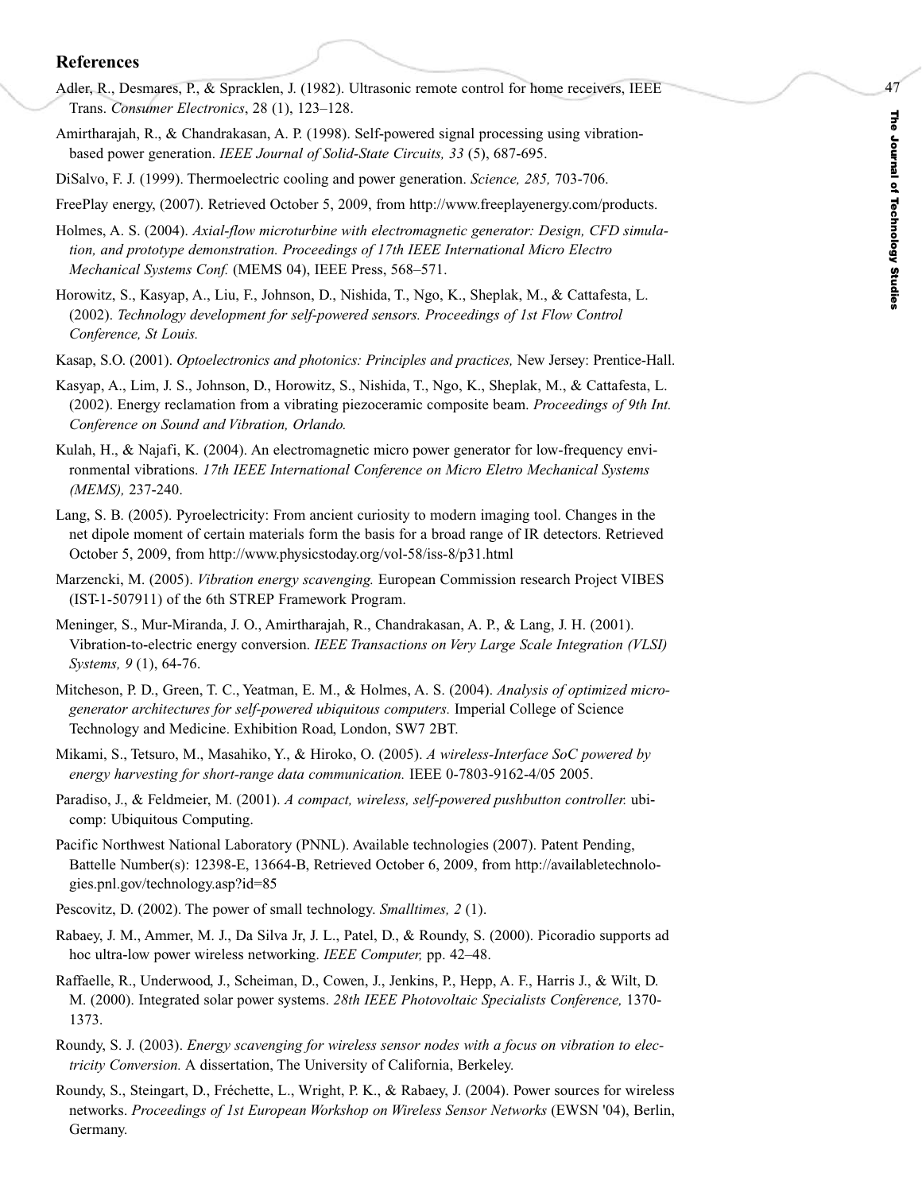## References

Adler, R., Desmares, P., & Spracklen, J. (1982). Ultrasonic remote control for home receivers, IEEE Trans. *Consumer Electronics*, 28 (1), 123–128.

Amirtharajah, R., & Chandrakasan, A. P. (1998). Self-powered signal processing using vibration-based power generation. *IEEE Journal of Solid-State Circuits, 33* (5), 687-695.

DiSalvo, F. J. (1999). Thermoelectric cooling and power generation. *Science, 285,* 703-706.

FreePlay energy, (2007). Retrieved October 5, 2009, from http://www.freeplayenergy.com/products.

Holmes, A. S. (2004). *Axial-flow microturbine with electromagnetic generator: Design, CFD simulation, and prototype demonstration. Proceedings of 17th IEEE International Micro Electro Mechanical Systems Conf.* (MEMS 04), IEEE Press, 568–571.

Horowitz, S., Kasyap, A., Liu, F., Johnson, D., Nishida, T., Ngo, K., Sheplak, M., & Cattafesta, L. (2002). *Technology development for self-powered sensors. Proceedings of 1st Flow Control Conference, St Louis.*

Kasap, S.O. (2001). *Optoelectronics and photonics: Principles and practices,* New Jersey: Prentice-Hall.

Kasyap, A., Lim, J. S., Johnson, D., Horowitz, S., Nishida, T., Ngo, K., Sheplak, M., & Cattafesta, L. (2002). Energy reclamation from a vibrating piezoceramic composite beam. *Proceedings of 9th Int. Conference on Sound and Vibration, Orlando.*

Kulah, H., & Najafi, K. (2004). An electromagnetic micro power generator for low-frequency environmental vibrations. *17th IEEE International Conference on Micro Eletro Mechanical Systems (MEMS),* 237-240.

Lang, S. B. (2005). Pyroelectricity: From ancient curiosity to modern imaging tool. Changes in the net dipole moment of certain materials form the basis for a broad range of IR detectors. Retrieved October 5, 2009, from http://www.physicstoday.org/vol-58/iss-8/p31.html

Marzencki, M. (2005). *Vibration energy scavenging.* European Commission research Project VIBES (IST-1-507911) of the 6th STREP Framework Program.

Meninger, S., Mur-Miranda, J. O., Amirtharajah, R., Chandrakasan, A. P., & Lang, J. H. (2001). Vibration-to-electric energy conversion. *IEEE Transactions on Very Large Scale Integration (VLSI) Systems, 9* (1), 64-76.

Mitcheson, P. D., Green, T. C., Yeatman, E. M., & Holmes, A. S. (2004). *Analysis of optimized micro-generator architectures for self-powered ubiquitous computers.* Imperial College of Science Technology and Medicine. Exhibition Road, London, SW7 2BT.

Mikami, S., Tetsuro, M., Masahiko, Y., & Hiroko, O. (2005). *A wireless-Interface SoC powered by energy harvesting for short-range data communication.* IEEE 0-7803-9162-4/05 2005.

Paradiso, J., & Feldmeier, M. (2001). *A compact, wireless, self-powered pushbutton controller.* ubicomp: Ubiquitous Computing.

Pacific Northwest National Laboratory (PNNL). Available technologies (2007). Patent Pending, Battelle Number(s): 12398-E, 13664-B, Retrieved October 6, 2009, from http://availabletechnologies.pnl.gov/technology.asp?id=85

Pescovitz, D. (2002). The power of small technology. *Smalltimes, 2* (1).

Rabaey, J. M., Ammer, M. J., Da Silva Jr, J. L., Patel, D., & Roundy, S. (2000). Picoradio supports ad hoc ultra-low power wireless networking. *IEEE Computer,* pp. 42–48.

Raffaelle, R., Underwood, J., Scheiman, D., Cowen, J., Jenkins, P., Hepp, A. F., Harris J., & Wilt, D. M. (2000). Integrated solar power systems. *28th IEEE Photovoltaic Specialists Conference,* 1370-1373.

Roundy, S. J. (2003). *Energy scavenging for wireless sensor nodes with a focus on vibration to electricity Conversion.* A dissertation, The University of California, Berkeley.

Roundy, S., Steingart, D., Fréchette, L., Wright, P. K., & Rabaey, J. (2004). Power sources for wireless networks. *Proceedings of 1st European Workshop on Wireless Sensor Networks* (EWSN '04), Berlin, Germany.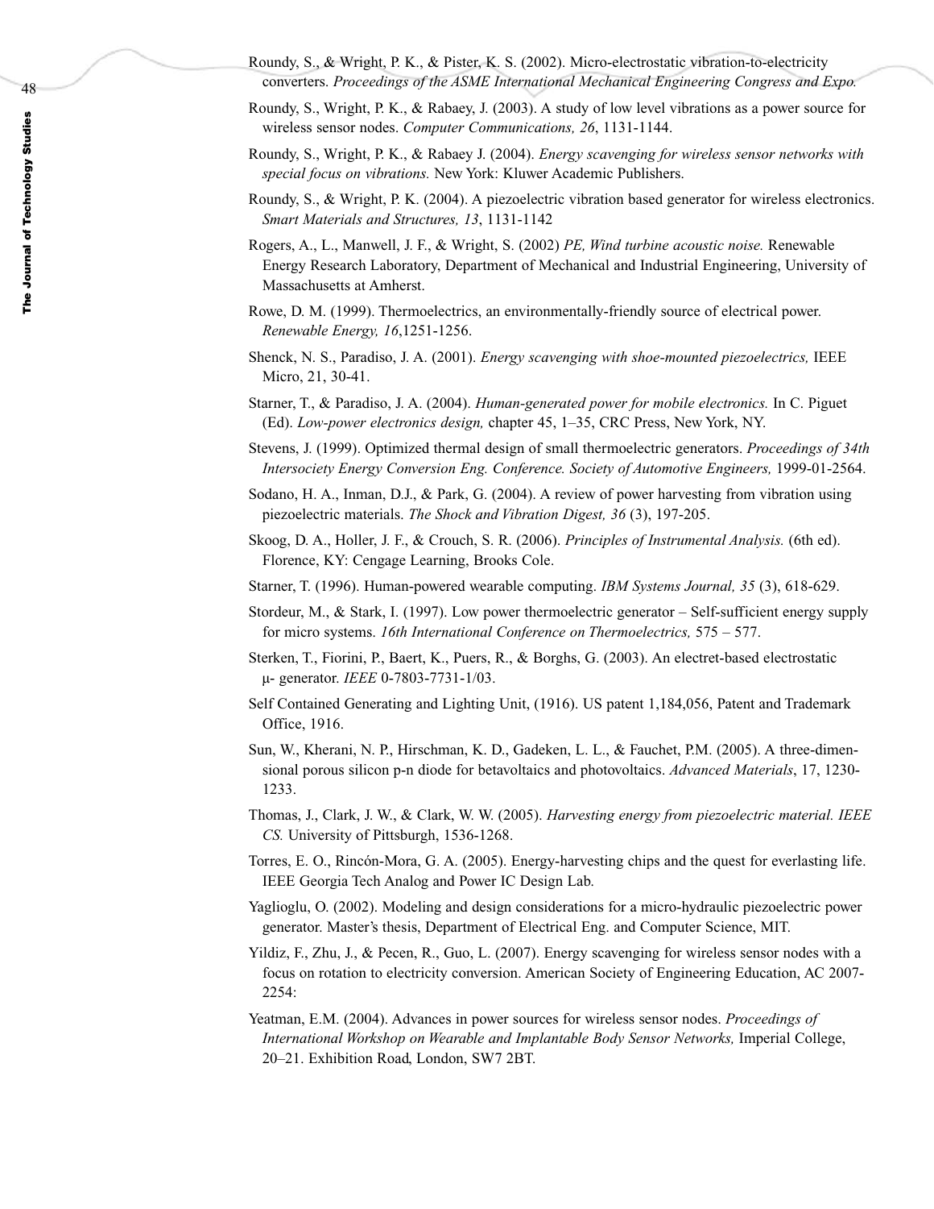Roundy, S., & Wright, P. K., & Pister, K. S. (2002). Micro-electrostatic vibration-to-electricity converters. *Proceedings of the ASME International Mechanical Engineering Congress and Expo.*

Roundy, S., Wright, P. K., & Rabaey, J. (2003). A study of low level vibrations as a power source for wireless sensor nodes. *Computer Communications, 26*, 1131-1144.

Roundy, S., Wright, P. K., & Rabaey J. (2004). *Energy scavenging for wireless sensor networks with special focus on vibrations.* New York: Kluwer Academic Publishers.

Roundy, S., & Wright, P. K. (2004). A piezoelectric vibration based generator for wireless electronics. *Smart Materials and Structures, 13*, 1131-1142

Rogers, A., L., Manwell, J. F., & Wright, S. (2002) *PE, Wind turbine acoustic noise.* Renewable Energy Research Laboratory, Department of Mechanical and Industrial Engineering, University of Massachusetts at Amherst.

Rowe, D. M. (1999). Thermoelectrics, an environmentally-friendly source of electrical power. *Renewable Energy, 16*,1251-1256.

Shenck, N. S., Paradiso, J. A. (2001). *Energy scavenging with shoe-mounted piezoelectrics,* IEEE Micro, 21, 30-41.

Starner, T., & Paradiso, J. A. (2004). *Human-generated power for mobile electronics.* In C. Piguet (Ed). *Low-power electronics design,* chapter 45, 1–35, CRC Press, New York, NY.

Stevens, J. (1999). Optimized thermal design of small thermoelectric generators. *Proceedings of 34th Intersociety Energy Conversion Eng. Conference. Society of Automotive Engineers,* 1999-01-2564.

Sodano, H. A., Inman, D.J., & Park, G. (2004). A review of power harvesting from vibration using piezoelectric materials. *The Shock and Vibration Digest, 36* (3), 197-205.

Skoog, D. A., Holler, J. F., & Crouch, S. R. (2006). *Principles of Instrumental Analysis.* (6th ed). Florence, KY: Cengage Learning, Brooks Cole.

Starner, T. (1996). Human-powered wearable computing. *IBM Systems Journal, 35* (3), 618-629.

Stordeur, M., & Stark, I. (1997). Low power thermoelectric generator – Self-sufficient energy supply for micro systems. *16th International Conference on Thermoelectrics,* 575 – 577.

Sterken, T., Fiorini, P., Baert, K., Puers, R., & Borghs, G. (2003). An electret-based electrostatic μ- generator. *IEEE* 0-7803-7731-1/03.

Self Contained Generating and Lighting Unit, (1916). US patent 1,184,056, Patent and Trademark Office, 1916.

Sun, W., Kherani, N. P., Hirschman, K. D., Gadeken, L. L., & Fauchet, P.M. (2005). A three-dimensional porous silicon p-n diode for betavoltaics and photovoltaics. *Advanced Materials*, 17, 1230-1233.

Thomas, J., Clark, J. W., & Clark, W. W. (2005). *Harvesting energy from piezoelectric material. IEEE CS.* University of Pittsburgh, 1536-1268.

Torres, E. O., Rincón-Mora, G. A. (2005). Energy-harvesting chips and the quest for everlasting life. IEEE Georgia Tech Analog and Power IC Design Lab.

Yaglioglu, O. (2002). Modeling and design considerations for a micro-hydraulic piezoelectric power generator. Master's thesis, Department of Electrical Eng. and Computer Science, MIT.

Yildiz, F., Zhu, J., & Pecen, R., Guo, L. (2007). Energy scavenging for wireless sensor nodes with a focus on rotation to electricity conversion. American Society of Engineering Education, AC 2007-2254:

Yeatman, E.M. (2004). Advances in power sources for wireless sensor nodes. *Proceedings of International Workshop on Wearable and Implantable Body Sensor Networks,* Imperial College, 20–21. Exhibition Road, London, SW7 2BT.